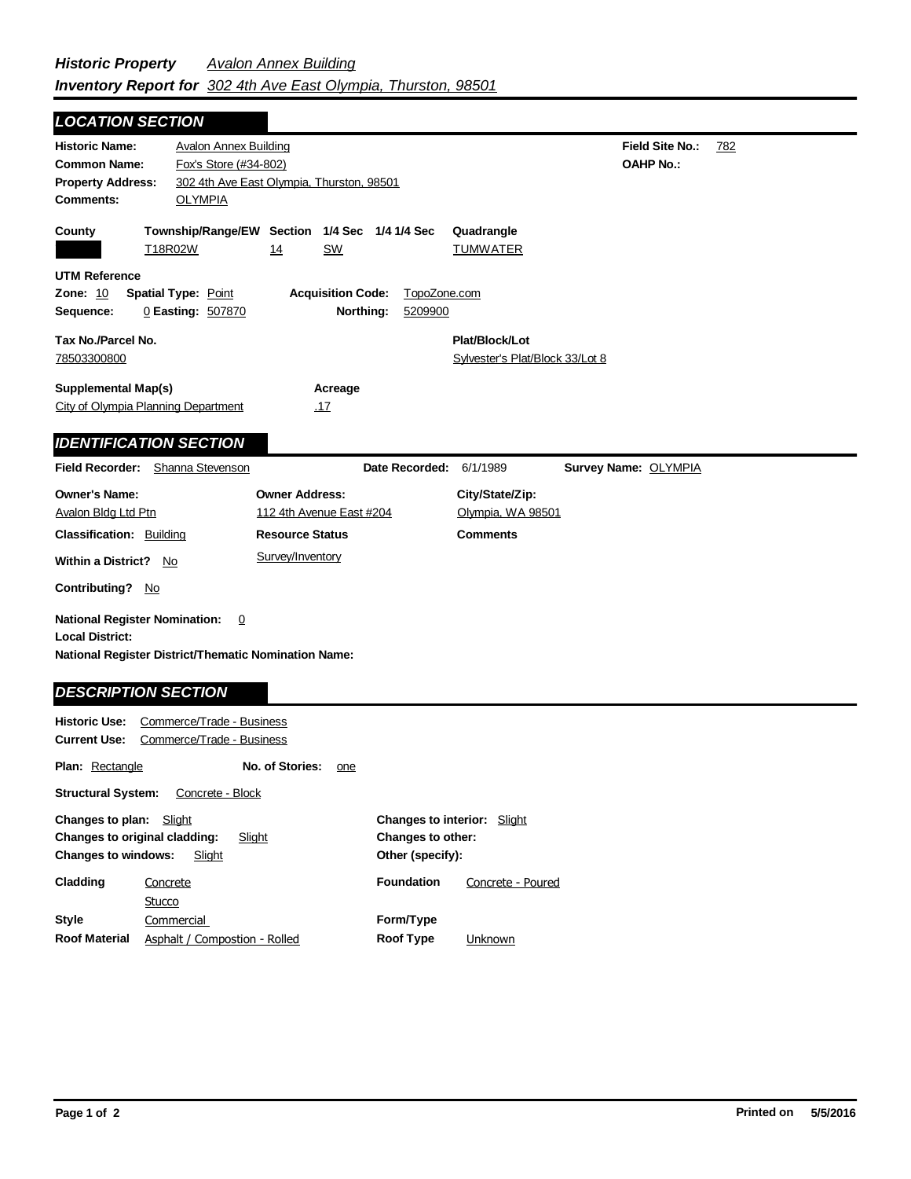***Historic Property*** *Avalon Annex Building*
***Inventory Report for*** *302 4th Ave East Olympia, Thurston, 98501*

## LOCATION SECTION

**Historic Name:** Avalon Annex Building
**Common Name:** Fox's Store (#34-802)
**Property Address:** 302 4th Ave East Olympia, Thurston, 98501
**Comments:** OLYMPIA

**Field Site No.:** 782
**OAHP No.:**

| County | Township/Range/EW | Section | 1/4 Sec | 1/4 1/4 Sec | Quadrangle |
|---|---|---|---|---|---|
| | T18R02W | 14 | SW | | TUMWATER |

**UTM Reference**
**Zone:** 10 **Spatial Type:** Point **Acquisition Code:** TopoZone.com
**Sequence:** 0 **Easting:** 507870 **Northing:** 5209900

**Tax No./Parcel No.**
78503300800

**Plat/Block/Lot**
Sylvester's Plat/Block 33/Lot 8

**Supplemental Map(s)**
City of Olympia Planning Department

**Acreage**
.17

## IDENTIFICATION SECTION

**Field Recorder:** Shanna Stevenson **Date Recorded:** 6/1/1989 **Survey Name:** OLYMPIA

| Owner's Name: | Owner Address: | City/State/Zip: |
|---|---|---|
| Avalon Bldg Ltd Ptn | 112 4th Avenue East #204 | Olympia, WA 98501 |

**Classification:** Building
**Resource Status:** Survey/Inventory
**Comments**

**Within a District?** No

**Contributing?** No

**National Register Nomination:** 0
**Local District:**
**National Register District/Thematic Nomination Name:**

## DESCRIPTION SECTION

**Historic Use:** Commerce/Trade - Business
**Current Use:** Commerce/Trade - Business

**Plan:** Rectangle **No. of Stories:** one

**Structural System:** Concrete - Block

**Changes to plan:** Slight
**Changes to original cladding:** Slight
**Changes to windows:** Slight

**Changes to interior:** Slight
**Changes to other:**
**Other (specify):**

**Cladding** Concrete, Stucco
**Foundation** Concrete - Poured
**Style** Commercial
**Form/Type**
**Roof Material** Asphalt / Compostion - Rolled
**Roof Type** Unknown

**Printed on** 5/5/2016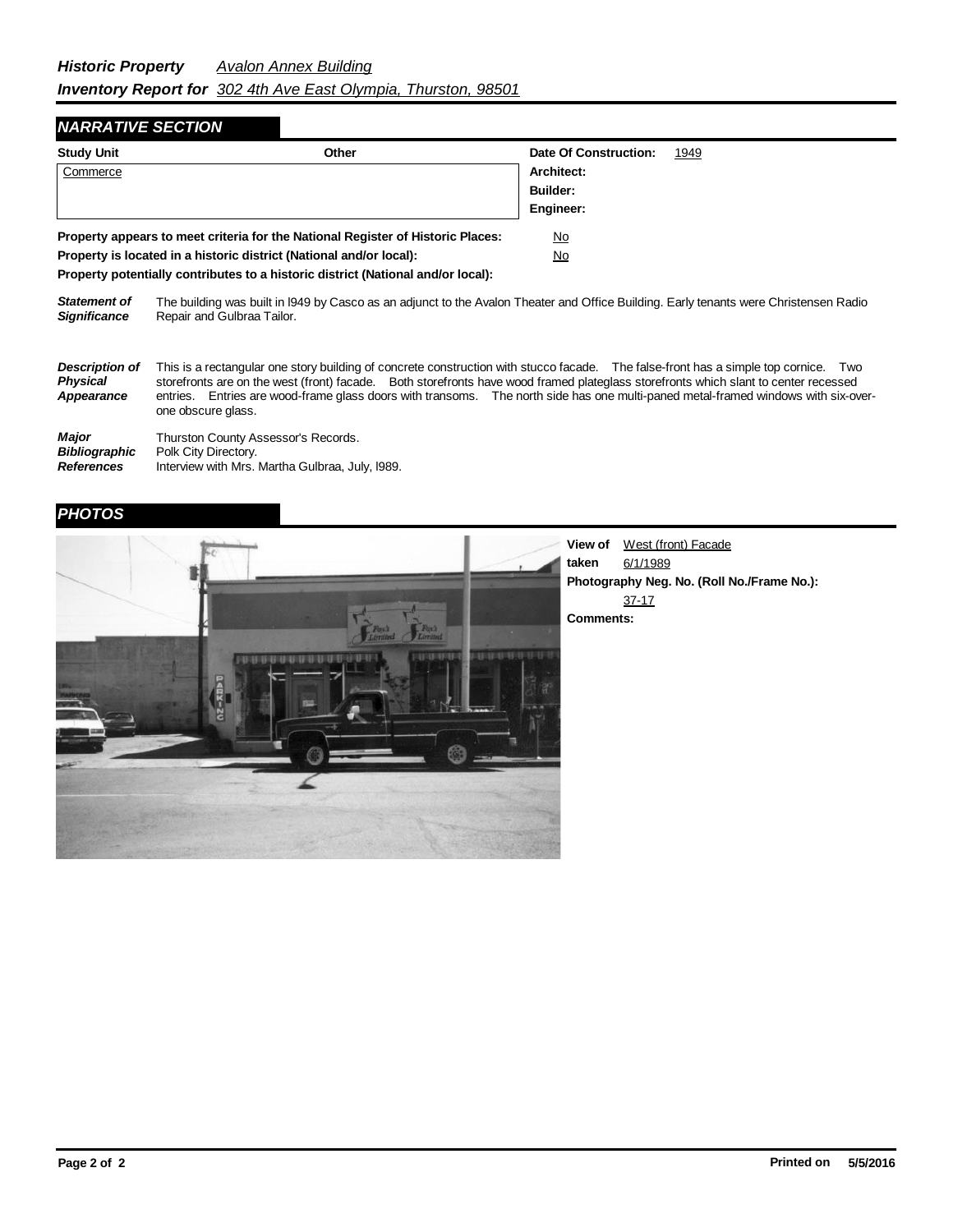**Historic Property Inventory Report for** Avalon Annex Building
302 4th Ave East Olympia, Thurston, 98501

## NARRATIVE SECTION

| Study Unit | Other | |
|---|---|---|
| Commerce | | **Date Of Construction:** 1949 |
| | | **Architect:** |
| | | **Builder:** |
| | | **Engineer:** |

**Property appears to meet criteria for the National Register of Historic Places:** No

**Property is located in a historic district (National and/or local):** No

**Property potentially contributes to a historic district (National and/or local):**

***Statement of Significance***

The building was built in l949 by Casco as an adjunct to the Avalon Theater and Office Building. Early tenants were Christensen Radio Repair and Gulbraa Tailor.

***Description of Physical Appearance***

This is a rectangular one story building of concrete construction with stucco facade. The false-front has a simple top cornice. Two storefronts are on the west (front) facade. Both storefronts have wood framed plateglass storefronts which slant to center recessed entries. Entries are wood-frame glass doors with transoms. The north side has one multi-paned metal-framed windows with six-over-one obscure glass.

***Major Bibliographic References***

Thurston County Assessor's Records.
Polk City Directory.
Interview with Mrs. Martha Gulbraa, July, l989.

## PHOTOS

**View of** West (front) Facade
**taken** 6/1/1989
**Photography Neg. No. (Roll No./Frame No.):** 37-17
**Comments:**